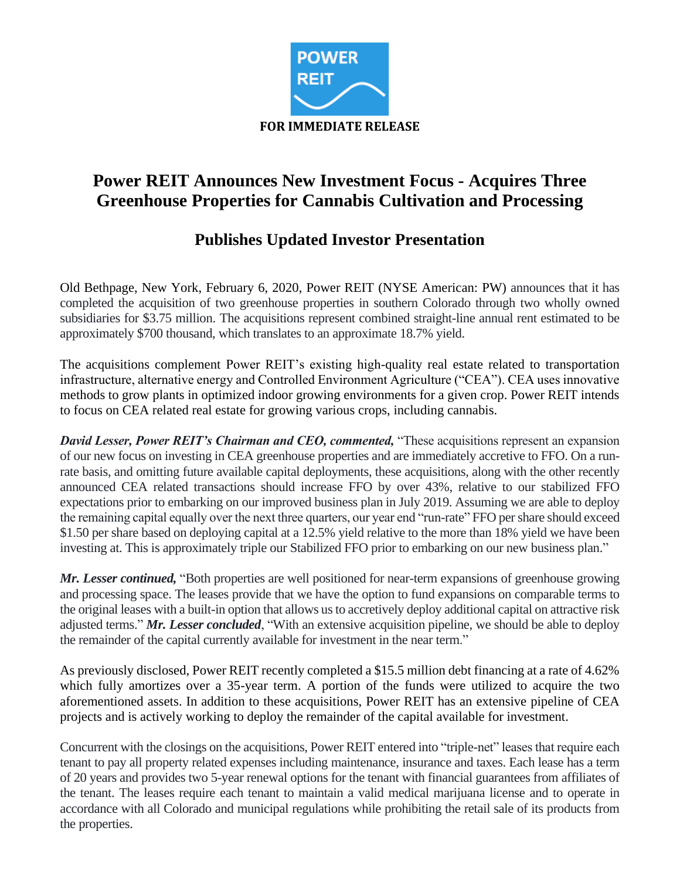**FOR IMMEDIATE RELEASE**

# Power REIT Announces New Investment Focus - Acquires Three Greenhouse Properties for Cannabis Cultivation and Processing

## Publishes Updated Investor Presentation

Old Bethpage, New York, February 6, 2020, Power REIT (NYSE American: PW) announces that it has completed the acquisition of two greenhouse properties in southern Colorado through two wholly owned subsidiaries for $3.75 million. The acquisitions represent combined straight-line annual rent estimated to be approximately $700 thousand, which translates to an approximate 18.7% yield.

The acquisitions complement Power REIT's existing high-quality real estate related to transportation infrastructure, alternative energy and Controlled Environment Agriculture ("CEA"). CEA uses innovative methods to grow plants in optimized indoor growing environments for a given crop. Power REIT intends to focus on CEA related real estate for growing various crops, including cannabis.

***David Lesser, Power REIT's Chairman and CEO, commented,*** "These acquisitions represent an expansion of our new focus on investing in CEA greenhouse properties and are immediately accretive to FFO. On a run-rate basis, and omitting future available capital deployments, these acquisitions, along with the other recently announced CEA related transactions should increase FFO by over 43%, relative to our stabilized FFO expectations prior to embarking on our improved business plan in July 2019. Assuming we are able to deploy the remaining capital equally over the next three quarters, our year end "run-rate" FFO per share should exceed $1.50 per share based on deploying capital at a 12.5% yield relative to the more than 18% yield we have been investing at. This is approximately triple our Stabilized FFO prior to embarking on our new business plan."

***Mr. Lesser continued,*** "Both properties are well positioned for near-term expansions of greenhouse growing and processing space. The leases provide that we have the option to fund expansions on comparable terms to the original leases with a built-in option that allows us to accretively deploy additional capital on attractive risk adjusted terms." ***Mr. Lesser concluded***, "With an extensive acquisition pipeline, we should be able to deploy the remainder of the capital currently available for investment in the near term."

As previously disclosed, Power REIT recently completed a $15.5 million debt financing at a rate of 4.62% which fully amortizes over a 35-year term. A portion of the funds were utilized to acquire the two aforementioned assets. In addition to these acquisitions, Power REIT has an extensive pipeline of CEA projects and is actively working to deploy the remainder of the capital available for investment.

Concurrent with the closings on the acquisitions, Power REIT entered into "triple-net" leases that require each tenant to pay all property related expenses including maintenance, insurance and taxes. Each lease has a term of 20 years and provides two 5-year renewal options for the tenant with financial guarantees from affiliates of the tenant. The leases require each tenant to maintain a valid medical marijuana license and to operate in accordance with all Colorado and municipal regulations while prohibiting the retail sale of its products from the properties.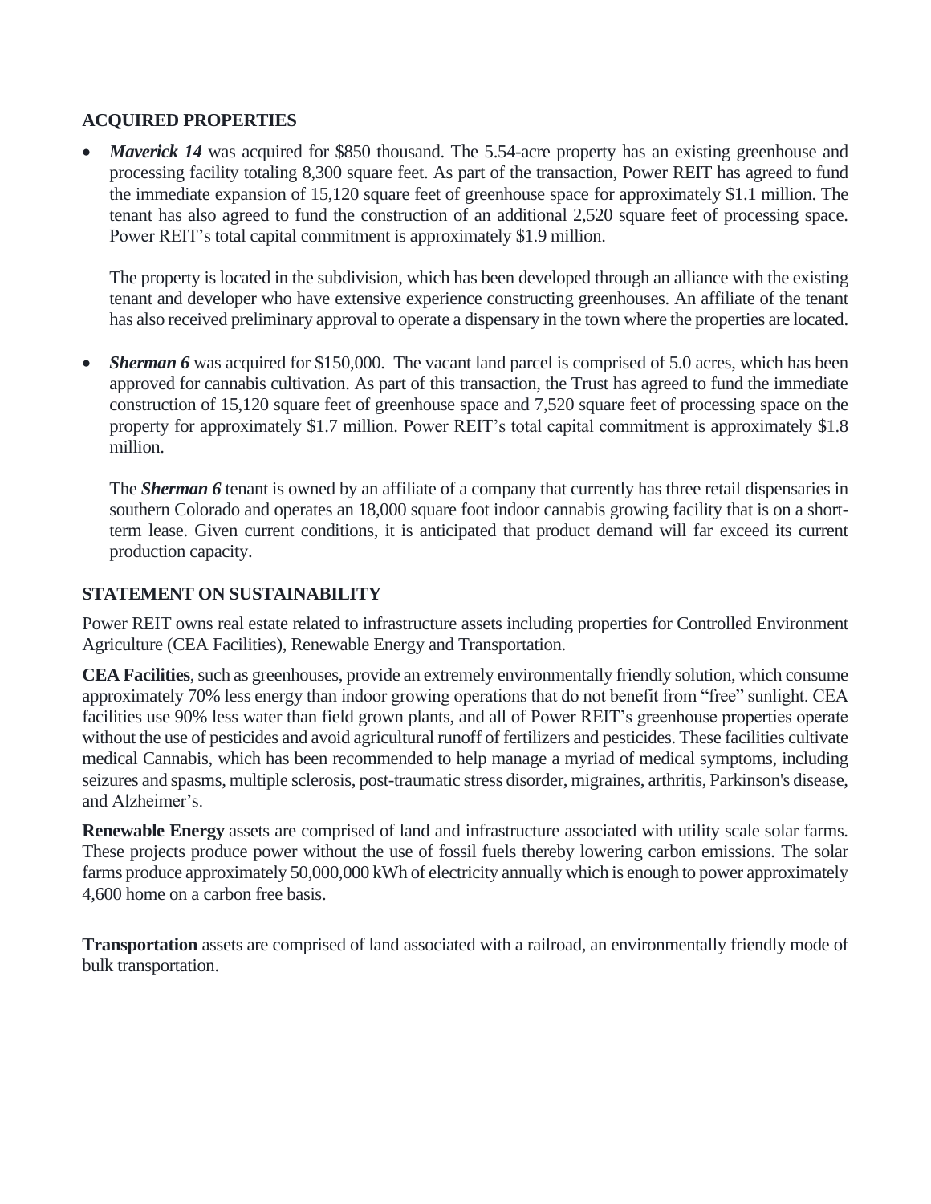## ACQUIRED PROPERTIES

- ***Maverick 14*** was acquired for $850 thousand. The 5.54-acre property has an existing greenhouse and processing facility totaling 8,300 square feet. As part of the transaction, Power REIT has agreed to fund the immediate expansion of 15,120 square feet of greenhouse space for approximately $1.1 million. The tenant has also agreed to fund the construction of an additional 2,520 square feet of processing space. Power REIT's total capital commitment is approximately $1.9 million.

  The property is located in the subdivision, which has been developed through an alliance with the existing tenant and developer who have extensive experience constructing greenhouses. An affiliate of the tenant has also received preliminary approval to operate a dispensary in the town where the properties are located.

- ***Sherman 6*** was acquired for $150,000. The vacant land parcel is comprised of 5.0 acres, which has been approved for cannabis cultivation. As part of this transaction, the Trust has agreed to fund the immediate construction of 15,120 square feet of greenhouse space and 7,520 square feet of processing space on the property for approximately $1.7 million. Power REIT's total capital commitment is approximately $1.8 million.

  The ***Sherman 6*** tenant is owned by an affiliate of a company that currently has three retail dispensaries in southern Colorado and operates an 18,000 square foot indoor cannabis growing facility that is on a short-term lease. Given current conditions, it is anticipated that product demand will far exceed its current production capacity.

## STATEMENT ON SUSTAINABILITY

Power REIT owns real estate related to infrastructure assets including properties for Controlled Environment Agriculture (CEA Facilities), Renewable Energy and Transportation.

**CEA Facilities**, such as greenhouses, provide an extremely environmentally friendly solution, which consume approximately 70% less energy than indoor growing operations that do not benefit from "free" sunlight. CEA facilities use 90% less water than field grown plants, and all of Power REIT's greenhouse properties operate without the use of pesticides and avoid agricultural runoff of fertilizers and pesticides. These facilities cultivate medical Cannabis, which has been recommended to help manage a myriad of medical symptoms, including seizures and spasms, multiple sclerosis, post-traumatic stress disorder, migraines, arthritis, Parkinson's disease, and Alzheimer's.

**Renewable Energy** assets are comprised of land and infrastructure associated with utility scale solar farms. These projects produce power without the use of fossil fuels thereby lowering carbon emissions. The solar farms produce approximately 50,000,000 kWh of electricity annually which is enough to power approximately 4,600 home on a carbon free basis.

**Transportation** assets are comprised of land associated with a railroad, an environmentally friendly mode of bulk transportation.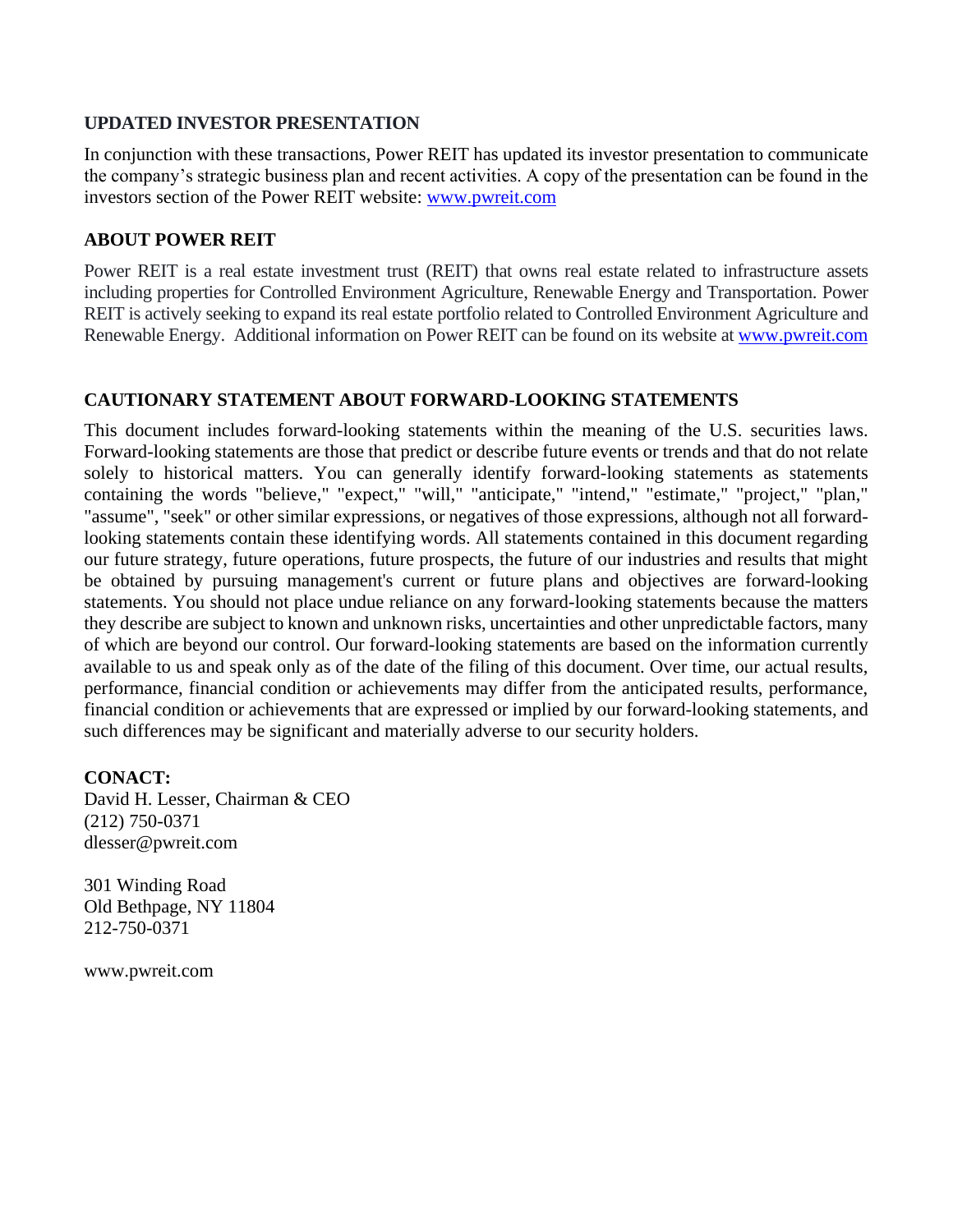**UPDATED INVESTOR PRESENTATION**

In conjunction with these transactions, Power REIT has updated its investor presentation to communicate the company's strategic business plan and recent activities. A copy of the presentation can be found in the investors section of the Power REIT website: www.pwreit.com

**ABOUT POWER REIT**

Power REIT is a real estate investment trust (REIT) that owns real estate related to infrastructure assets including properties for Controlled Environment Agriculture, Renewable Energy and Transportation. Power REIT is actively seeking to expand its real estate portfolio related to Controlled Environment Agriculture and Renewable Energy. Additional information on Power REIT can be found on its website at www.pwreit.com

**CAUTIONARY STATEMENT ABOUT FORWARD-LOOKING STATEMENTS**

This document includes forward-looking statements within the meaning of the U.S. securities laws. Forward-looking statements are those that predict or describe future events or trends and that do not relate solely to historical matters. You can generally identify forward-looking statements as statements containing the words "believe," "expect," "will," "anticipate," "intend," "estimate," "project," "plan," "assume", "seek" or other similar expressions, or negatives of those expressions, although not all forward-looking statements contain these identifying words. All statements contained in this document regarding our future strategy, future operations, future prospects, the future of our industries and results that might be obtained by pursuing management's current or future plans and objectives are forward-looking statements. You should not place undue reliance on any forward-looking statements because the matters they describe are subject to known and unknown risks, uncertainties and other unpredictable factors, many of which are beyond our control. Our forward-looking statements are based on the information currently available to us and speak only as of the date of the filing of this document. Over time, our actual results, performance, financial condition or achievements may differ from the anticipated results, performance, financial condition or achievements that are expressed or implied by our forward-looking statements, and such differences may be significant and materially adverse to our security holders.

**CONACT:**
David H. Lesser, Chairman & CEO
(212) 750-0371
dlesser@pwreit.com

301 Winding Road
Old Bethpage, NY 11804
212-750-0371

www.pwreit.com